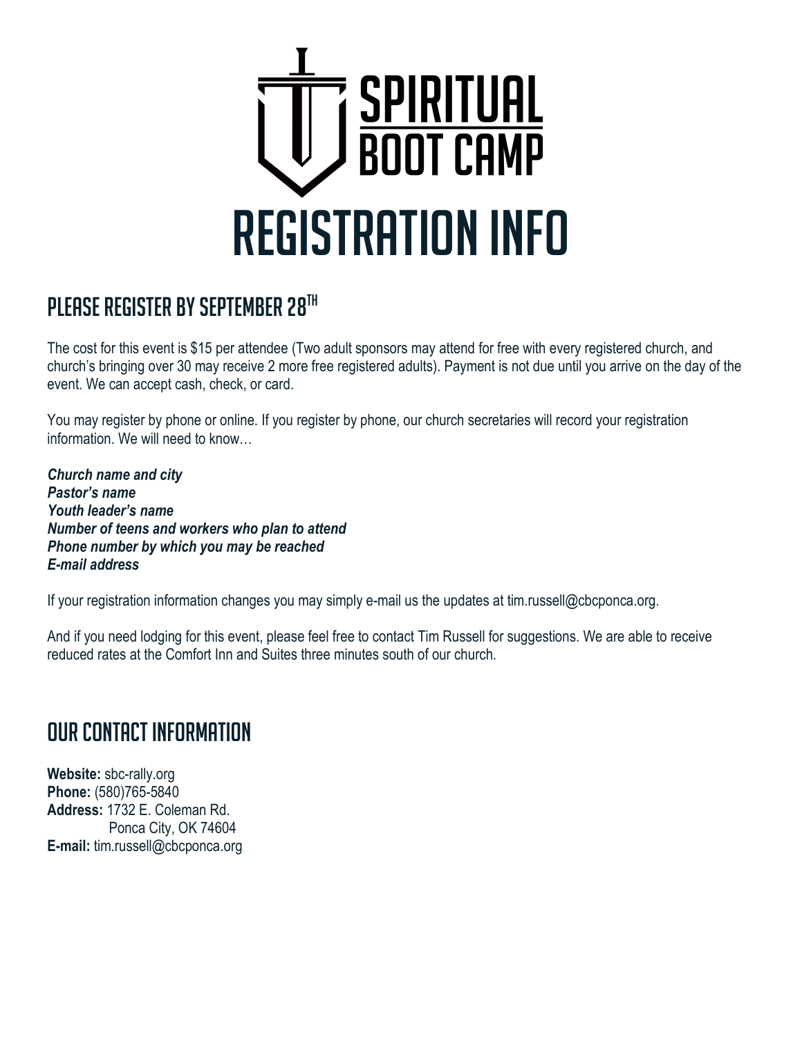# SPIRITUAL BOOT CAMP

# REGISTRATION INFO

## PLEASE REGISTER BY SEPTEMBER 28TH

The cost for this event is $15 per attendee (Two adult sponsors may attend for free with every registered church, and church's bringing over 30 may receive 2 more free registered adults). Payment is not due until you arrive on the day of the event. We can accept cash, check, or card.

You may register by phone or online. If you register by phone, our church secretaries will record your registration information. We will need to know…

***Church name and city***
***Pastor's name***
***Youth leader's name***
***Number of teens and workers who plan to attend***
***Phone number by which you may be reached***
***E-mail address***

If your registration information changes you may simply e-mail us the updates at tim.russell@cbcponca.org.

And if you need lodging for this event, please feel free to contact Tim Russell for suggestions. We are able to receive reduced rates at the Comfort Inn and Suites three minutes south of our church.

## OUR CONTACT INFORMATION

**Website:** sbc-rally.org
**Phone:** (580)765-5840
**Address:** 1732 E. Coleman Rd.
Ponca City, OK 74604
**E-mail:** tim.russell@cbcponca.org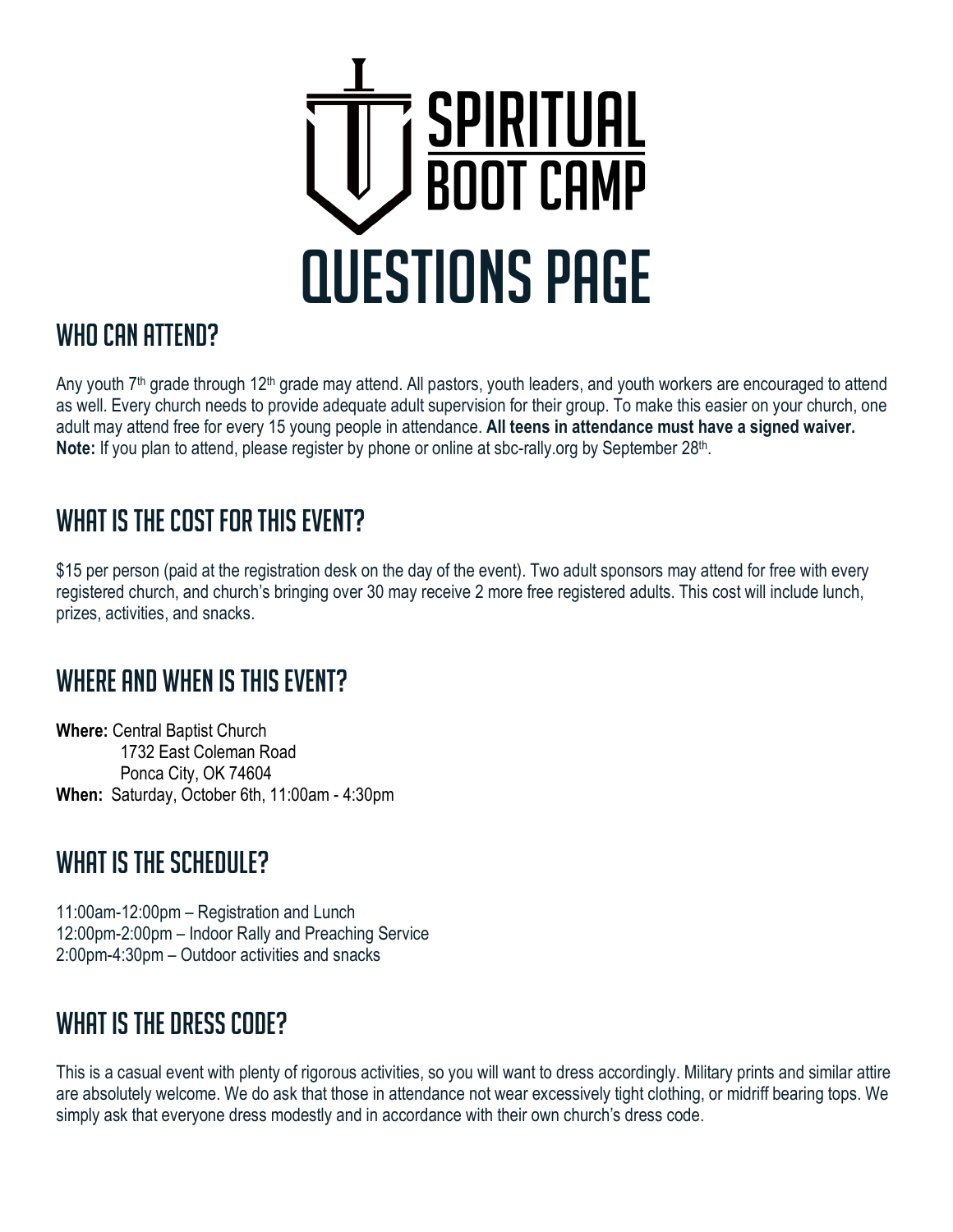# SPIRITUAL BOOT CAMP

# QUESTIONS PAGE

## WHO CAN ATTEND?

Any youth 7th grade through 12th grade may attend. All pastors, youth leaders, and youth workers are encouraged to attend as well. Every church needs to provide adequate adult supervision for their group. To make this easier on your church, one adult may attend free for every 15 young people in attendance. **All teens in attendance must have a signed waiver.**
**Note:** If you plan to attend, please register by phone or online at sbc-rally.org by September 28th.

## WHAT IS THE COST FOR THIS EVENT?

$15 per person (paid at the registration desk on the day of the event). Two adult sponsors may attend for free with every registered church, and church's bringing over 30 may receive 2 more free registered adults. This cost will include lunch, prizes, activities, and snacks.

## WHERE AND WHEN IS THIS EVENT?

**Where:** Central Baptist Church
1732 East Coleman Road
Ponca City, OK 74604
**When:** Saturday, October 6th, 11:00am - 4:30pm

## WHAT IS THE SCHEDULE?

11:00am-12:00pm – Registration and Lunch
12:00pm-2:00pm – Indoor Rally and Preaching Service
2:00pm-4:30pm – Outdoor activities and snacks

## WHAT IS THE DRESS CODE?

This is a casual event with plenty of rigorous activities, so you will want to dress accordingly. Military prints and similar attire are absolutely welcome. We do ask that those in attendance not wear excessively tight clothing, or midriff bearing tops. We simply ask that everyone dress modestly and in accordance with their own church's dress code.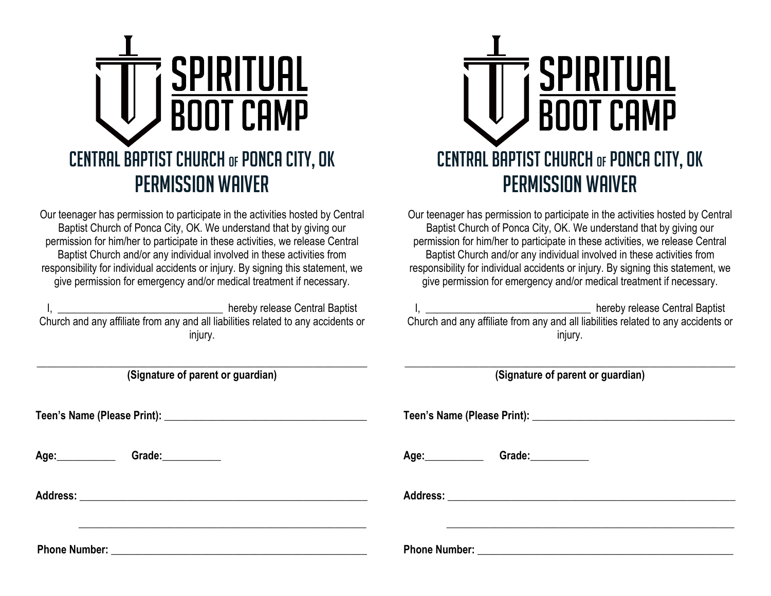# SPIRITUAL BOOT CAMP

## CENTRAL BAPTIST CHURCH OF PONCA CITY, OK
## PERMISSION WAIVER

Our teenager has permission to participate in the activities hosted by Central Baptist Church of Ponca City, OK. We understand that by giving our permission for him/her to participate in these activities, we release Central Baptist Church and/or any individual involved in these activities from responsibility for individual accidents or injury. By signing this statement, we give permission for emergency and/or medical treatment if necessary.

I, _______________________________ hereby release Central Baptist Church and any affiliate from any and all liabilities related to any accidents or injury.

_______________________________________________________________

**(Signature of parent or guardian)**

**Teen's Name (Please Print):** ______________________________________

**Age:**___________ **Grade:**___________

**Address:** _______________________________________________________

_______________________________________________________

**Phone Number:** __________________________________________________

# SPIRITUAL BOOT CAMP

## CENTRAL BAPTIST CHURCH OF PONCA CITY, OK
## PERMISSION WAIVER

Our teenager has permission to participate in the activities hosted by Central Baptist Church of Ponca City, OK. We understand that by giving our permission for him/her to participate in these activities, we release Central Baptist Church and/or any individual involved in these activities from responsibility for individual accidents or injury. By signing this statement, we give permission for emergency and/or medical treatment if necessary.

I, _______________________________ hereby release Central Baptist Church and any affiliate from any and all liabilities related to any accidents or injury.

_______________________________________________________________

**(Signature of parent or guardian)**

**Teen's Name (Please Print):** ______________________________________

**Age:**___________ **Grade:**___________

**Address:** _______________________________________________________

_______________________________________________________

**Phone Number:** __________________________________________________